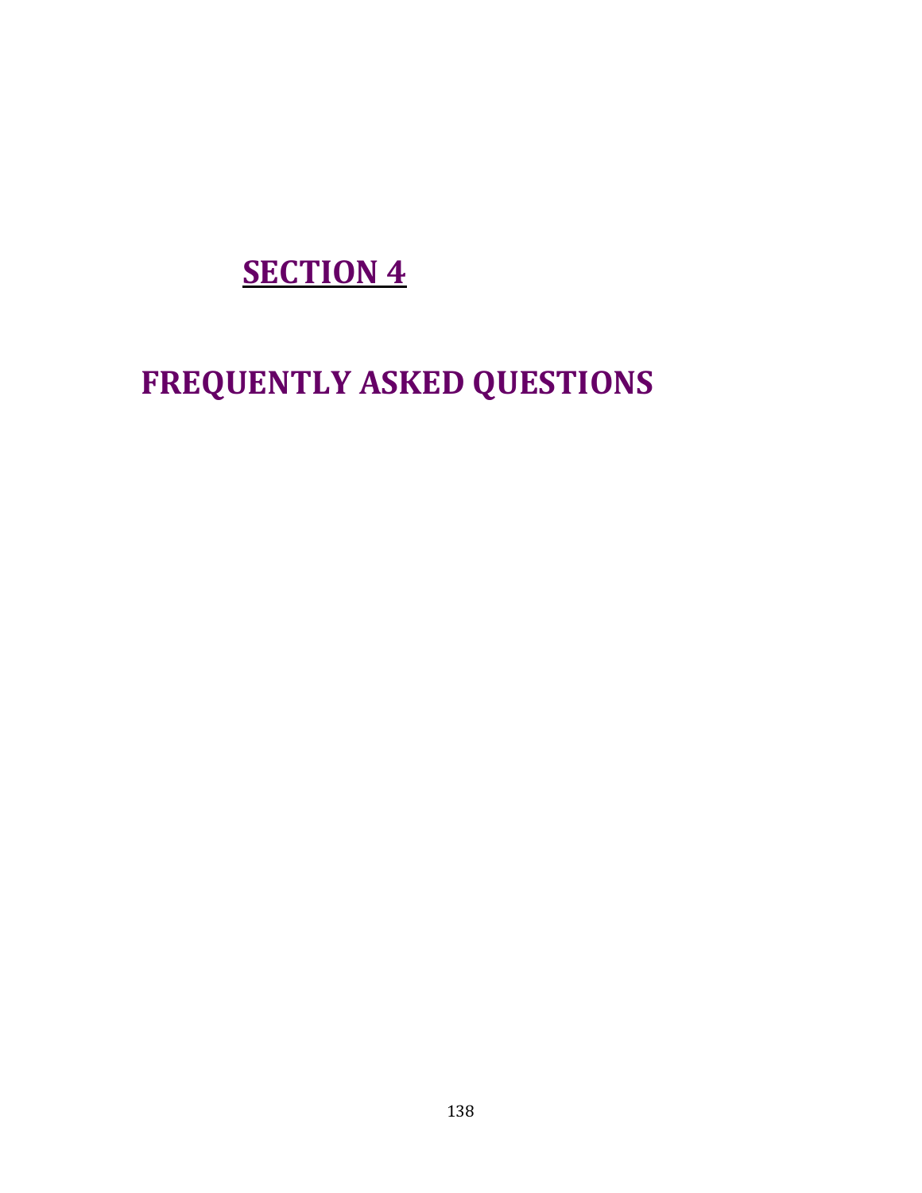# SECTION 4

# FREQUENTLY ASKED QUESTIONS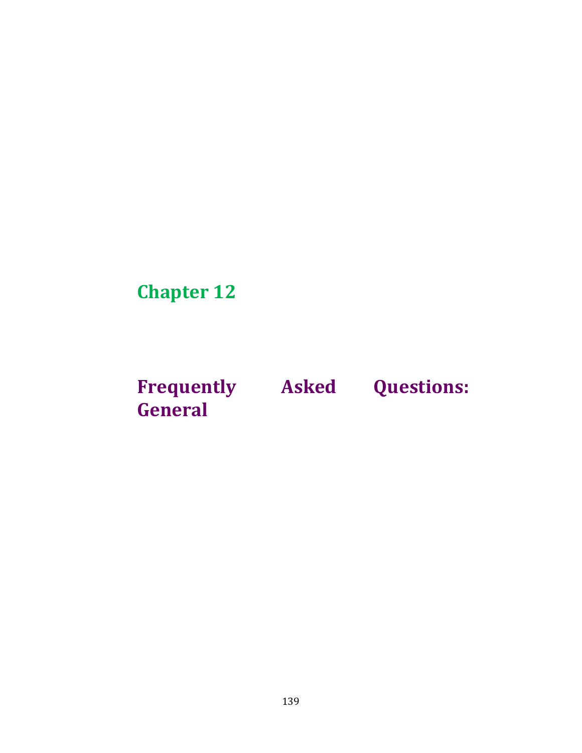# Chapter 12

# Frequently Asked Questions: General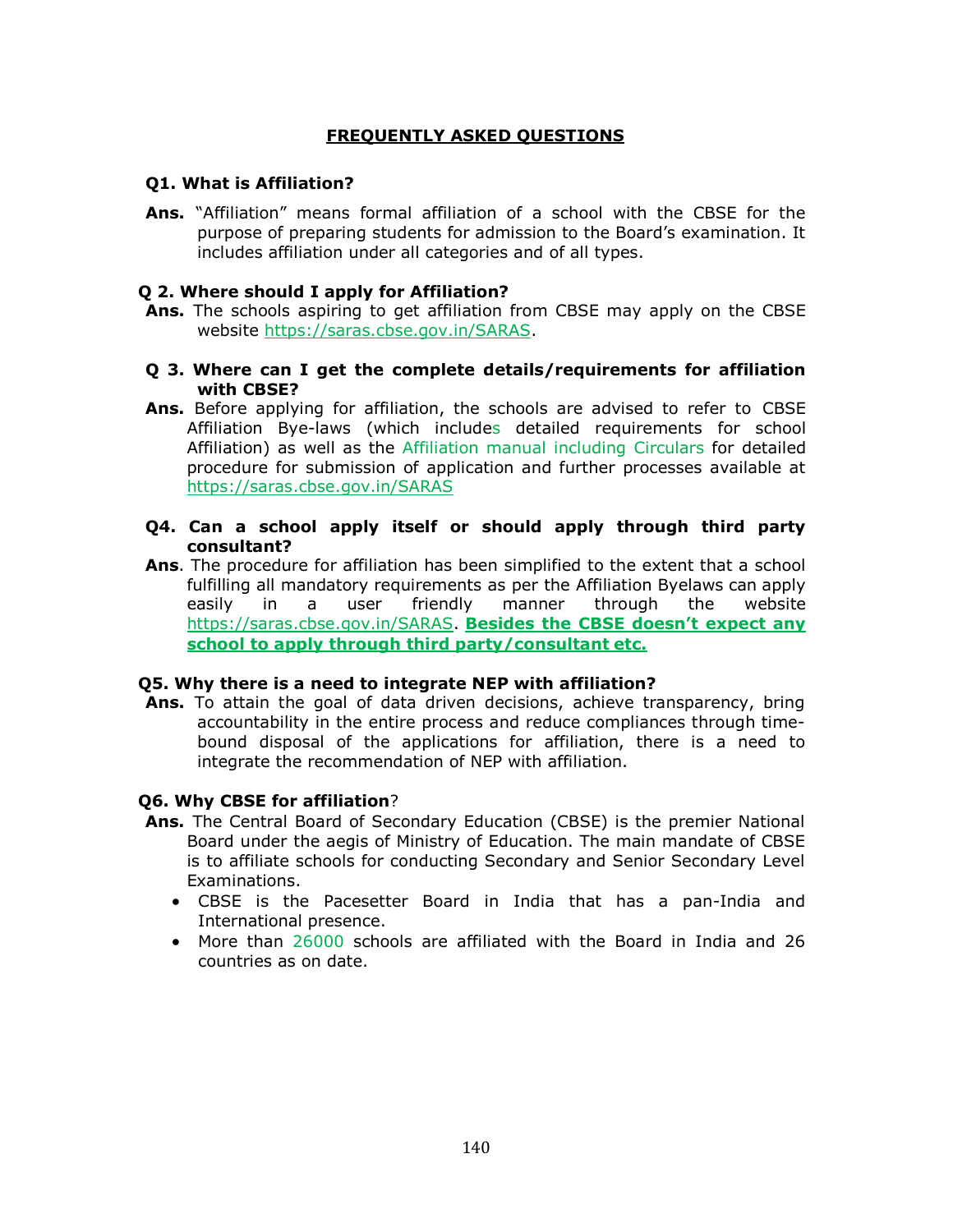## FREQUENTLY ASKED QUESTIONS

**Q1. What is Affiliation?**

**Ans.** "Affiliation" means formal affiliation of a school with the CBSE for the purpose of preparing students for admission to the Board's examination. It includes affiliation under all categories and of all types.

**Q 2. Where should I apply for Affiliation?**

**Ans.** The schools aspiring to get affiliation from CBSE may apply on the CBSE website https://saras.cbse.gov.in/SARAS.

**Q 3. Where can I get the complete details/requirements for affiliation with CBSE?**

**Ans.** Before applying for affiliation, the schools are advised to refer to CBSE Affiliation Bye-laws (which includes detailed requirements for school Affiliation) as well as the Affiliation manual including Circulars for detailed procedure for submission of application and further processes available at https://saras.cbse.gov.in/SARAS

**Q4. Can a school apply itself or should apply through third party consultant?**

**Ans**. The procedure for affiliation has been simplified to the extent that a school fulfilling all mandatory requirements as per the Affiliation Byelaws can apply easily in a user friendly manner through the website https://saras.cbse.gov.in/SARAS. **Besides the CBSE doesn't expect any school to apply through third party/consultant etc.**

**Q5. Why there is a need to integrate NEP with affiliation?**

**Ans.** To attain the goal of data driven decisions, achieve transparency, bring accountability in the entire process and reduce compliances through time-bound disposal of the applications for affiliation, there is a need to integrate the recommendation of NEP with affiliation.

**Q6. Why CBSE for affiliation**?

**Ans.** The Central Board of Secondary Education (CBSE) is the premier National Board under the aegis of Ministry of Education. The main mandate of CBSE is to affiliate schools for conducting Secondary and Senior Secondary Level Examinations.

- CBSE is the Pacesetter Board in India that has a pan-India and International presence.
- More than 26000 schools are affiliated with the Board in India and 26 countries as on date.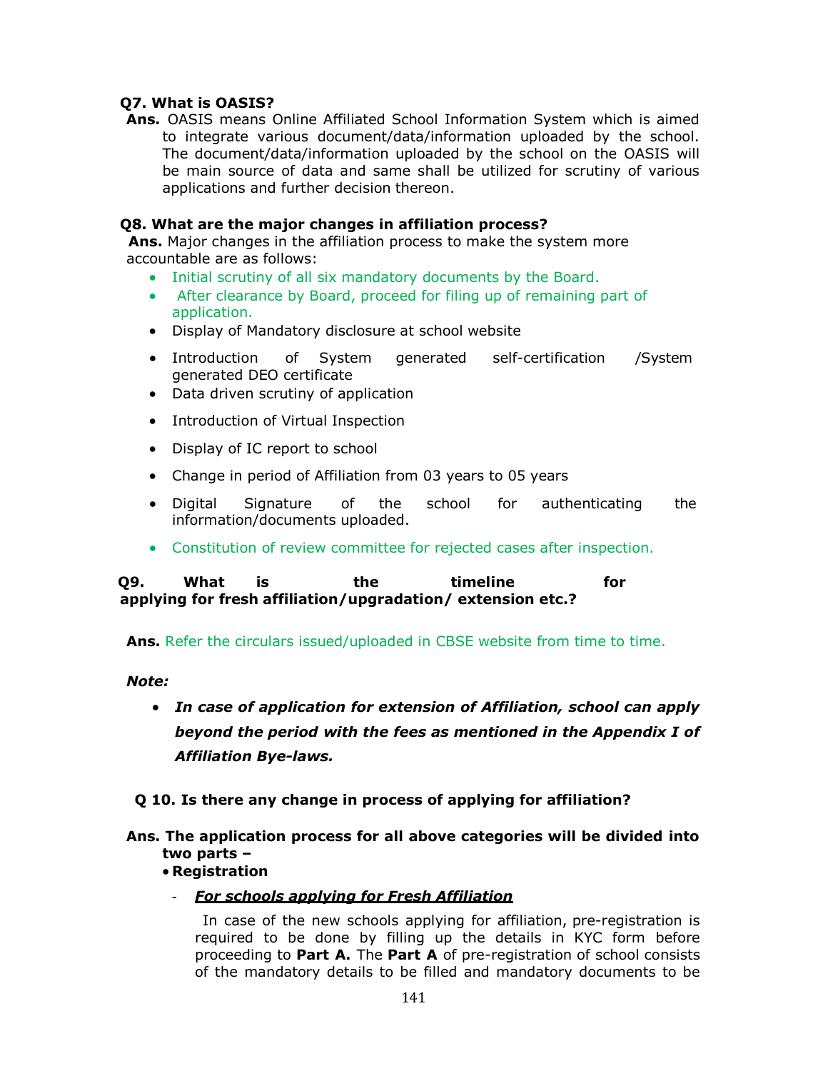**Q7. What is OASIS?**

**Ans.** OASIS means Online Affiliated School Information System which is aimed to integrate various document/data/information uploaded by the school. The document/data/information uploaded by the school on the OASIS will be main source of data and same shall be utilized for scrutiny of various applications and further decision thereon.

**Q8. What are the major changes in affiliation process?**

**Ans.** Major changes in the affiliation process to make the system more accountable are as follows:

- Initial scrutiny of all six mandatory documents by the Board.
- After clearance by Board, proceed for filing up of remaining part of application.
- Display of Mandatory disclosure at school website
- Introduction of System generated self-certification /System generated DEO certificate
- Data driven scrutiny of application
- Introduction of Virtual Inspection
- Display of IC report to school
- Change in period of Affiliation from 03 years to 05 years
- Digital Signature of the school for authenticating the information/documents uploaded.
- Constitution of review committee for rejected cases after inspection.

**Q9. What is the timeline for applying for fresh affiliation/upgradation/ extension etc.?**

**Ans.** Refer the circulars issued/uploaded in CBSE website from time to time.

***Note:***

- ***In case of application for extension of Affiliation, school can apply beyond the period with the fees as mentioned in the Appendix I of Affiliation Bye-laws.***

**Q 10. Is there any change in process of applying for affiliation?**

**Ans. The application process for all above categories will be divided into two parts –**

- **Registration**
  - ***<u>For schools applying for Fresh Affiliation</u>***

    In case of the new schools applying for affiliation, pre-registration is required to be done by filling up the details in KYC form before proceeding to **Part A.** The **Part A** of pre-registration of school consists of the mandatory details to be filled and mandatory documents to be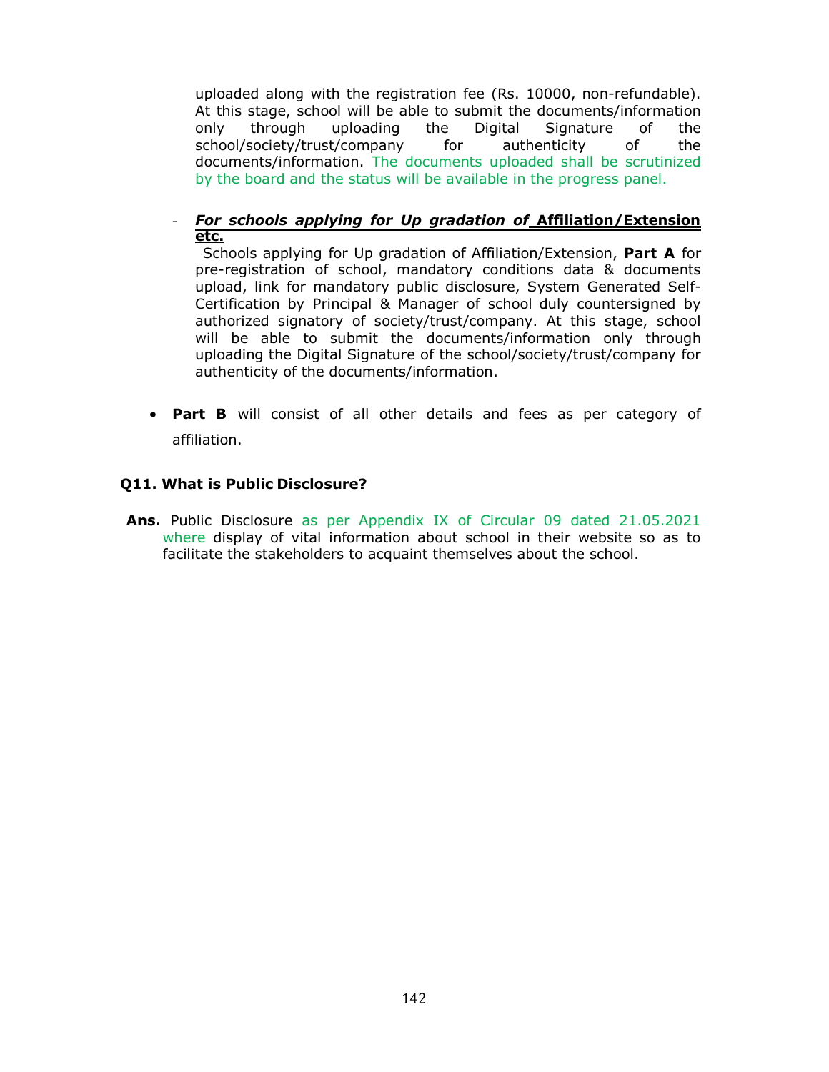uploaded along with the registration fee (Rs. 10000, non-refundable). At this stage, school will be able to submit the documents/information only through uploading the Digital Signature of the school/society/trust/company for authenticity of the documents/information. The documents uploaded shall be scrutinized by the board and the status will be available in the progress panel.

- ***For schools applying for Up gradation of* <u>Affiliation/Extension etc.</u>**

  Schools applying for Up gradation of Affiliation/Extension, **Part A** for pre-registration of school, mandatory conditions data & documents upload, link for mandatory public disclosure, System Generated Self-Certification by Principal & Manager of school duly countersigned by authorized signatory of society/trust/company. At this stage, school will be able to submit the documents/information only through uploading the Digital Signature of the school/society/trust/company for authenticity of the documents/information.

- **Part B** will consist of all other details and fees as per category of affiliation.

**Q11. What is Public Disclosure?**

**Ans.** Public Disclosure as per Appendix IX of Circular 09 dated 21.05.2021 where display of vital information about school in their website so as to facilitate the stakeholders to acquaint themselves about the school.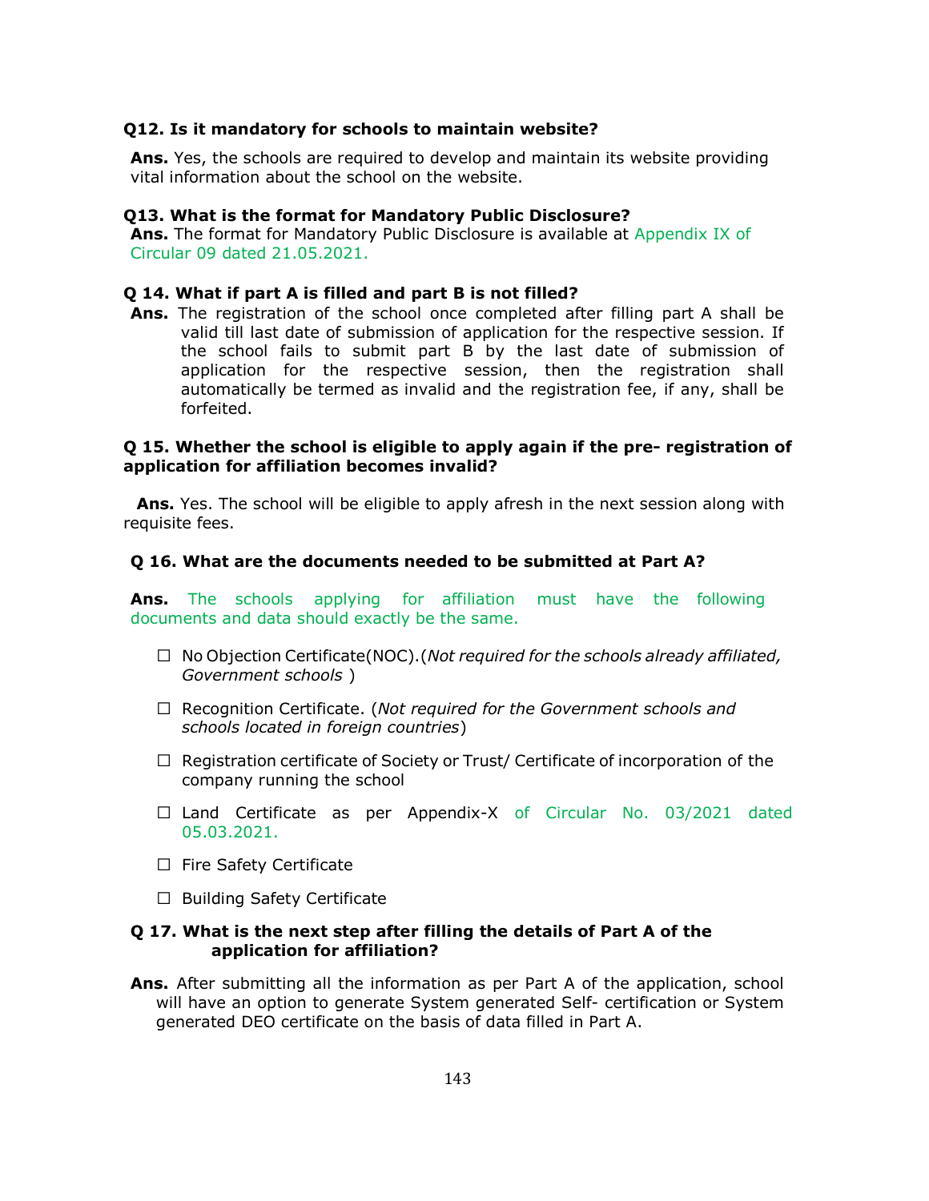**Q12. Is it mandatory for schools to maintain website?**

**Ans.** Yes, the schools are required to develop and maintain its website providing vital information about the school on the website.

**Q13. What is the format for Mandatory Public Disclosure?**

**Ans.** The format for Mandatory Public Disclosure is available at Appendix IX of Circular 09 dated 21.05.2021.

**Q 14. What if part A is filled and part B is not filled?**

**Ans.** The registration of the school once completed after filling part A shall be valid till last date of submission of application for the respective session. If the school fails to submit part B by the last date of submission of application for the respective session, then the registration shall automatically be termed as invalid and the registration fee, if any, shall be forfeited.

**Q 15. Whether the school is eligible to apply again if the pre- registration of application for affiliation becomes invalid?**

**Ans.** Yes. The school will be eligible to apply afresh in the next session along with requisite fees.

**Q 16. What are the documents needed to be submitted at Part A?**

**Ans.** The schools applying for affiliation must have the following documents and data should exactly be the same.

- ☐ No Objection Certificate(NOC).(*Not required for the schools already affiliated, Government schools* )
- ☐ Recognition Certificate. (*Not required for the Government schools and schools located in foreign countries*)
- ☐ Registration certificate of Society or Trust/ Certificate of incorporation of the company running the school
- ☐ Land Certificate as per Appendix-X of Circular No. 03/2021 dated 05.03.2021.
- ☐ Fire Safety Certificate
- ☐ Building Safety Certificate

**Q 17. What is the next step after filling the details of Part A of the application for affiliation?**

**Ans.** After submitting all the information as per Part A of the application, school will have an option to generate System generated Self- certification or System generated DEO certificate on the basis of data filled in Part A.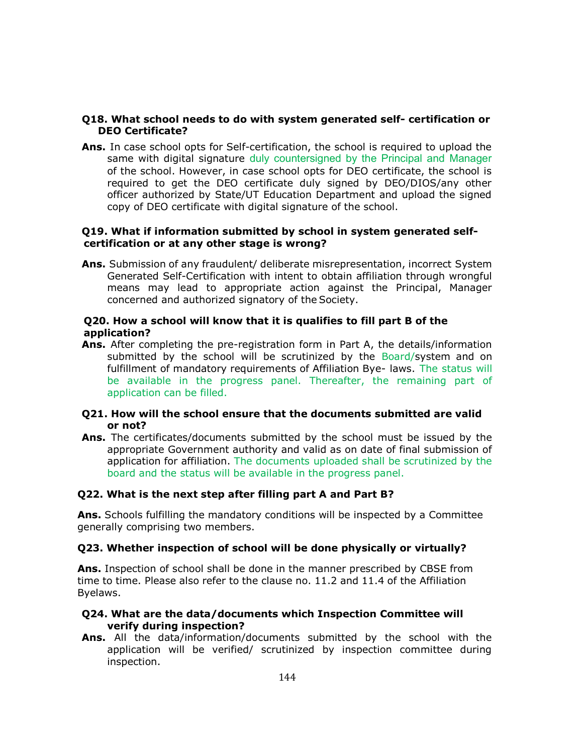**Q18. What school needs to do with system generated self- certification or DEO Certificate?**

**Ans.** In case school opts for Self-certification, the school is required to upload the same with digital signature duly countersigned by the Principal and Manager of the school. However, in case school opts for DEO certificate, the school is required to get the DEO certificate duly signed by DEO/DIOS/any other officer authorized by State/UT Education Department and upload the signed copy of DEO certificate with digital signature of the school.

**Q19. What if information submitted by school in system generated self-certification or at any other stage is wrong?**

**Ans.** Submission of any fraudulent/ deliberate misrepresentation, incorrect System Generated Self-Certification with intent to obtain affiliation through wrongful means may lead to appropriate action against the Principal, Manager concerned and authorized signatory of the Society.

**Q20. How a school will know that it is qualifies to fill part B of the application?**

**Ans.** After completing the pre-registration form in Part A, the details/information submitted by the school will be scrutinized by the Board/system and on fulfillment of mandatory requirements of Affiliation Bye- laws. The status will be available in the progress panel. Thereafter, the remaining part of application can be filled.

**Q21. How will the school ensure that the documents submitted are valid or not?**

**Ans.** The certificates/documents submitted by the school must be issued by the appropriate Government authority and valid as on date of final submission of application for affiliation. The documents uploaded shall be scrutinized by the board and the status will be available in the progress panel.

**Q22. What is the next step after filling part A and Part B?**

**Ans.** Schools fulfilling the mandatory conditions will be inspected by a Committee generally comprising two members.

**Q23. Whether inspection of school will be done physically or virtually?**

**Ans.** Inspection of school shall be done in the manner prescribed by CBSE from time to time. Please also refer to the clause no. 11.2 and 11.4 of the Affiliation Byelaws.

**Q24. What are the data/documents which Inspection Committee will verify during inspection?**

**Ans.** All the data/information/documents submitted by the school with the application will be verified/ scrutinized by inspection committee during inspection.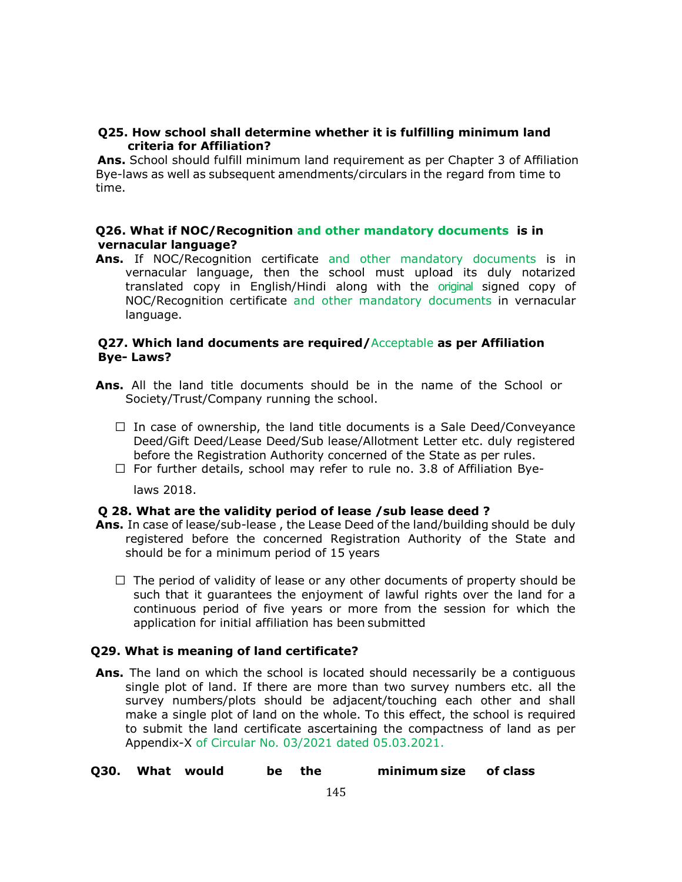**Q25. How school shall determine whether it is fulfilling minimum land criteria for Affiliation?**

**Ans.** School should fulfill minimum land requirement as per Chapter 3 of Affiliation Bye-laws as well as subsequent amendments/circulars in the regard from time to time.

**Q26. What if NOC/Recognition and other mandatory documents is in vernacular language?**

**Ans.** If NOC/Recognition certificate and other mandatory documents is in vernacular language, then the school must upload its duly notarized translated copy in English/Hindi along with the original signed copy of NOC/Recognition certificate and other mandatory documents in vernacular language.

**Q27. Which land documents are required/Acceptable as per Affiliation Bye- Laws?**

**Ans.** All the land title documents should be in the name of the School or Society/Trust/Company running the school.

- In case of ownership, the land title documents is a Sale Deed/Conveyance Deed/Gift Deed/Lease Deed/Sub lease/Allotment Letter etc. duly registered before the Registration Authority concerned of the State as per rules.
- For further details, school may refer to rule no. 3.8 of Affiliation Bye-laws 2018.

**Q 28. What are the validity period of lease /sub lease deed ?**

**Ans.** In case of lease/sub-lease , the Lease Deed of the land/building should be duly registered before the concerned Registration Authority of the State and should be for a minimum period of 15 years

- The period of validity of lease or any other documents of property should be such that it guarantees the enjoyment of lawful rights over the land for a continuous period of five years or more from the session for which the application for initial affiliation has been submitted

**Q29. What is meaning of land certificate?**

**Ans.** The land on which the school is located should necessarily be a contiguous single plot of land. If there are more than two survey numbers etc. all the survey numbers/plots should be adjacent/touching each other and shall make a single plot of land on the whole. To this effect, the school is required to submit the land certificate ascertaining the compactness of land as per Appendix-X of Circular No. 03/2021 dated 05.03.2021.

**Q30. What would be the minimum size of class**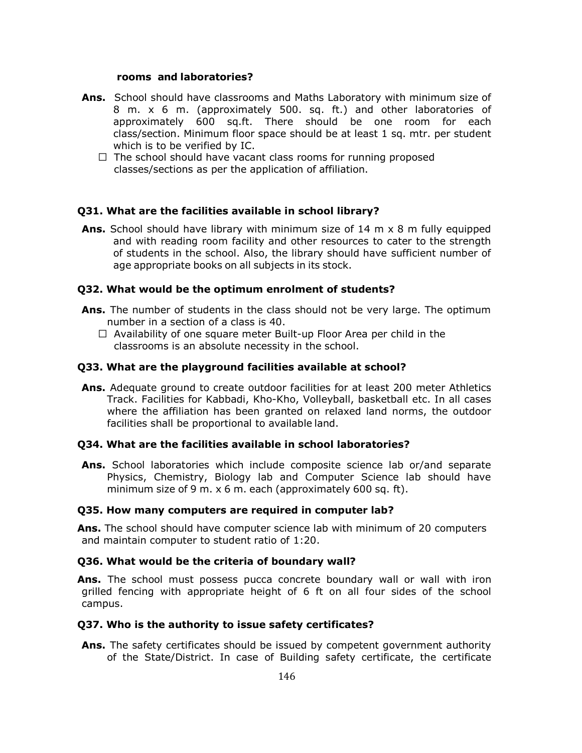**rooms and laboratories?**

**Ans.** School should have classrooms and Maths Laboratory with minimum size of 8 m. x 6 m. (approximately 500. sq. ft.) and other laboratories of approximately 600 sq.ft. There should be one room for each class/section. Minimum floor space should be at least 1 sq. mtr. per student which is to be verified by IC.

- The school should have vacant class rooms for running proposed classes/sections as per the application of affiliation.

**Q31. What are the facilities available in school library?**

**Ans.** School should have library with minimum size of 14 m x 8 m fully equipped and with reading room facility and other resources to cater to the strength of students in the school. Also, the library should have sufficient number of age appropriate books on all subjects in its stock.

**Q32. What would be the optimum enrolment of students?**

**Ans.** The number of students in the class should not be very large. The optimum number in a section of a class is 40.

- Availability of one square meter Built-up Floor Area per child in the classrooms is an absolute necessity in the school.

**Q33. What are the playground facilities available at school?**

**Ans.** Adequate ground to create outdoor facilities for at least 200 meter Athletics Track. Facilities for Kabbadi, Kho-Kho, Volleyball, basketball etc. In all cases where the affiliation has been granted on relaxed land norms, the outdoor facilities shall be proportional to available land.

**Q34. What are the facilities available in school laboratories?**

**Ans.** School laboratories which include composite science lab or/and separate Physics, Chemistry, Biology lab and Computer Science lab should have minimum size of 9 m. x 6 m. each (approximately 600 sq. ft).

**Q35. How many computers are required in computer lab?**

**Ans.** The school should have computer science lab with minimum of 20 computers and maintain computer to student ratio of 1:20.

**Q36. What would be the criteria of boundary wall?**

**Ans.** The school must possess pucca concrete boundary wall or wall with iron grilled fencing with appropriate height of 6 ft on all four sides of the school campus.

**Q37. Who is the authority to issue safety certificates?**

**Ans.** The safety certificates should be issued by competent government authority of the State/District. In case of Building safety certificate, the certificate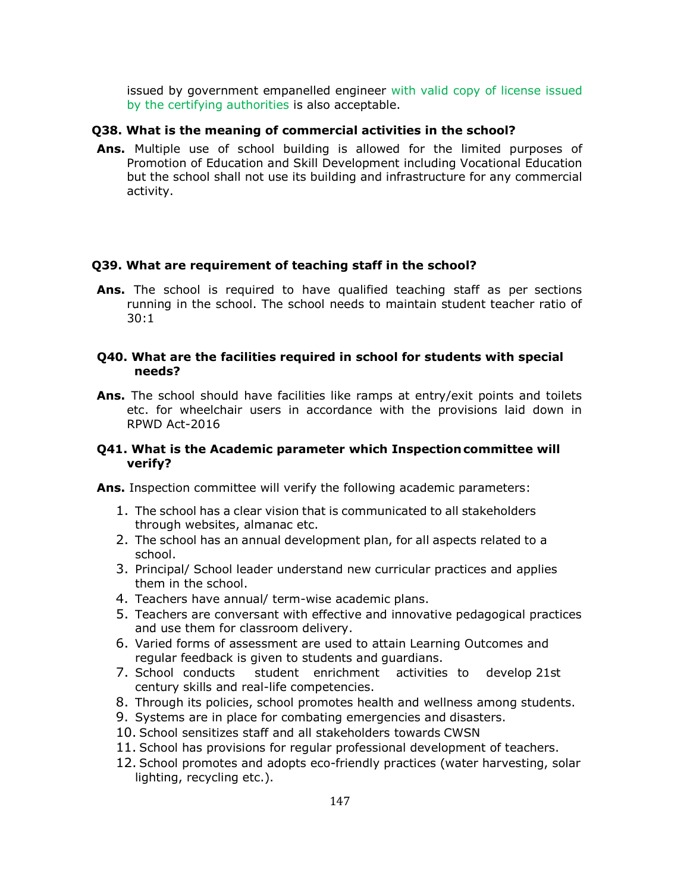issued by government empanelled engineer with valid copy of license issued by the certifying authorities is also acceptable.

**Q38. What is the meaning of commercial activities in the school?**

**Ans.** Multiple use of school building is allowed for the limited purposes of Promotion of Education and Skill Development including Vocational Education but the school shall not use its building and infrastructure for any commercial activity.

**Q39. What are requirement of teaching staff in the school?**

**Ans.** The school is required to have qualified teaching staff as per sections running in the school. The school needs to maintain student teacher ratio of 30:1

**Q40. What are the facilities required in school for students with special needs?**

**Ans.** The school should have facilities like ramps at entry/exit points and toilets etc. for wheelchair users in accordance with the provisions laid down in RPWD Act-2016

**Q41. What is the Academic parameter which Inspection committee will verify?**

**Ans.** Inspection committee will verify the following academic parameters:

1. The school has a clear vision that is communicated to all stakeholders through websites, almanac etc.
2. The school has an annual development plan, for all aspects related to a school.
3. Principal/ School leader understand new curricular practices and applies them in the school.
4. Teachers have annual/ term-wise academic plans.
5. Teachers are conversant with effective and innovative pedagogical practices and use them for classroom delivery.
6. Varied forms of assessment are used to attain Learning Outcomes and regular feedback is given to students and guardians.
7. School conducts student enrichment activities to develop 21st century skills and real-life competencies.
8. Through its policies, school promotes health and wellness among students.
9. Systems are in place for combating emergencies and disasters.
10. School sensitizes staff and all stakeholders towards CWSN
11. School has provisions for regular professional development of teachers.
12. School promotes and adopts eco-friendly practices (water harvesting, solar lighting, recycling etc.).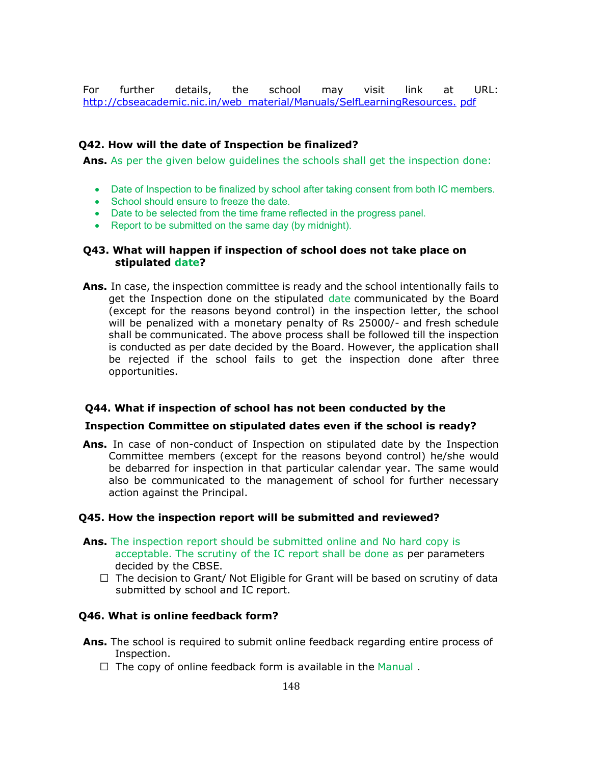For further details, the school may visit link at URL: http://cbseacademic.nic.in/web_material/Manuals/SelfLearningResources. pdf

**Q42. How will the date of Inspection be finalized?**

**Ans.** As per the given below guidelines the schools shall get the inspection done:

- Date of Inspection to be finalized by school after taking consent from both IC members.
- School should ensure to freeze the date.
- Date to be selected from the time frame reflected in the progress panel.
- Report to be submitted on the same day (by midnight).

**Q43. What will happen if inspection of school does not take place on stipulated date?**

**Ans.** In case, the inspection committee is ready and the school intentionally fails to get the Inspection done on the stipulated date communicated by the Board (except for the reasons beyond control) in the inspection letter, the school will be penalized with a monetary penalty of Rs 25000/- and fresh schedule shall be communicated. The above process shall be followed till the inspection is conducted as per date decided by the Board. However, the application shall be rejected if the school fails to get the inspection done after three opportunities.

**Q44. What if inspection of school has not been conducted by the Inspection Committee on stipulated dates even if the school is ready?**

**Ans.** In case of non-conduct of Inspection on stipulated date by the Inspection Committee members (except for the reasons beyond control) he/she would be debarred for inspection in that particular calendar year. The same would also be communicated to the management of school for further necessary action against the Principal.

**Q45. How the inspection report will be submitted and reviewed?**

**Ans.** The inspection report should be submitted online and No hard copy is acceptable. The scrutiny of the IC report shall be done as per parameters decided by the CBSE.

- ☐ The decision to Grant/ Not Eligible for Grant will be based on scrutiny of data submitted by school and IC report.

**Q46. What is online feedback form?**

**Ans.** The school is required to submit online feedback regarding entire process of Inspection.

- ☐ The copy of online feedback form is available in the Manual .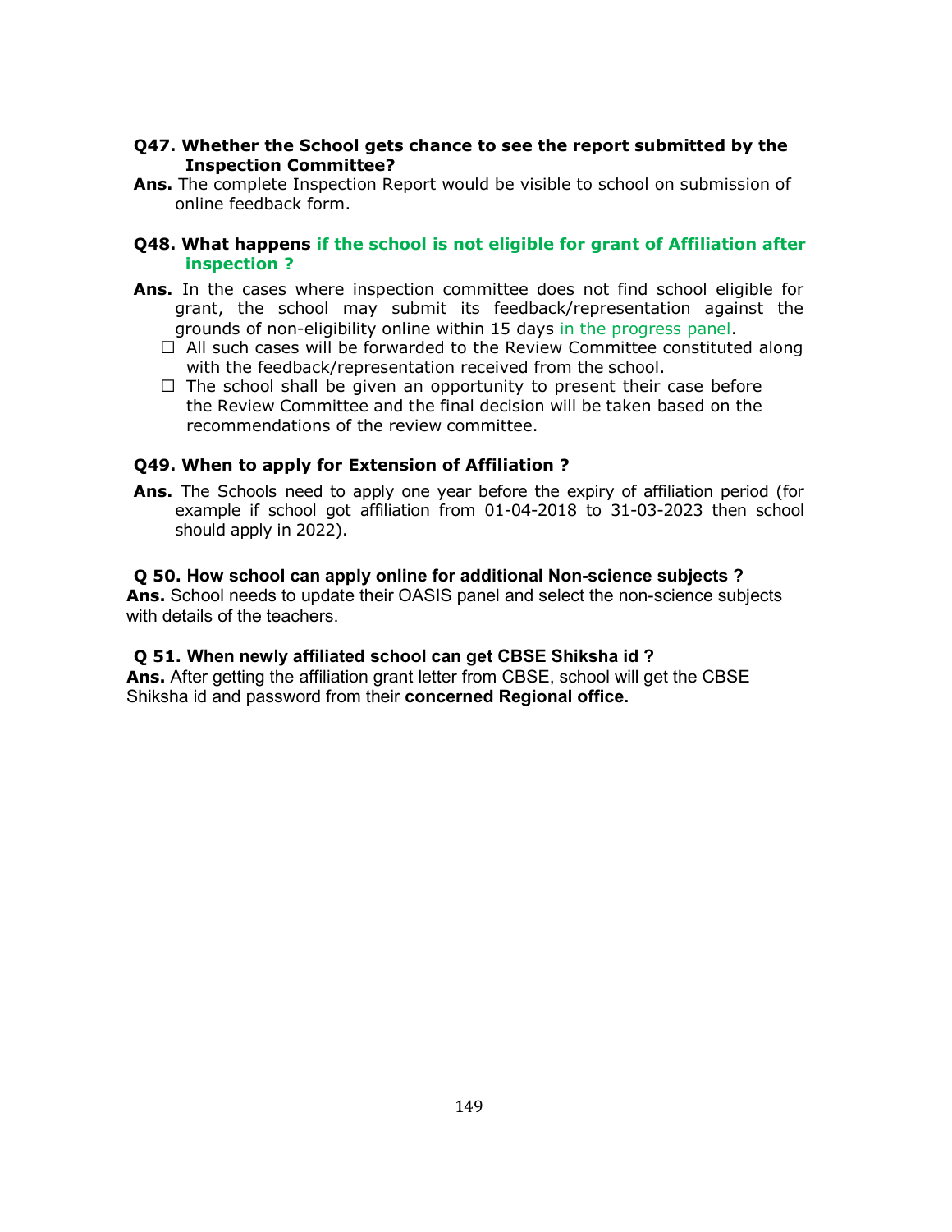**Q47. Whether the School gets chance to see the report submitted by the Inspection Committee?**

**Ans.** The complete Inspection Report would be visible to school on submission of online feedback form.

**Q48. What happens if the school is not eligible for grant of Affiliation after inspection ?**

**Ans.** In the cases where inspection committee does not find school eligible for grant, the school may submit its feedback/representation against the grounds of non-eligibility online within 15 days in the progress panel.

- All such cases will be forwarded to the Review Committee constituted along with the feedback/representation received from the school.
- The school shall be given an opportunity to present their case before the Review Committee and the final decision will be taken based on the recommendations of the review committee.

**Q49. When to apply for Extension of Affiliation ?**

**Ans.** The Schools need to apply one year before the expiry of affiliation period (for example if school got affiliation from 01-04-2018 to 31-03-2023 then school should apply in 2022).

**Q 50. How school can apply online for additional Non-science subjects ?**

**Ans.** School needs to update their OASIS panel and select the non-science subjects with details of the teachers.

**Q 51. When newly affiliated school can get CBSE Shiksha id ?**

**Ans.** After getting the affiliation grant letter from CBSE, school will get the CBSE Shiksha id and password from their **concerned Regional office.**